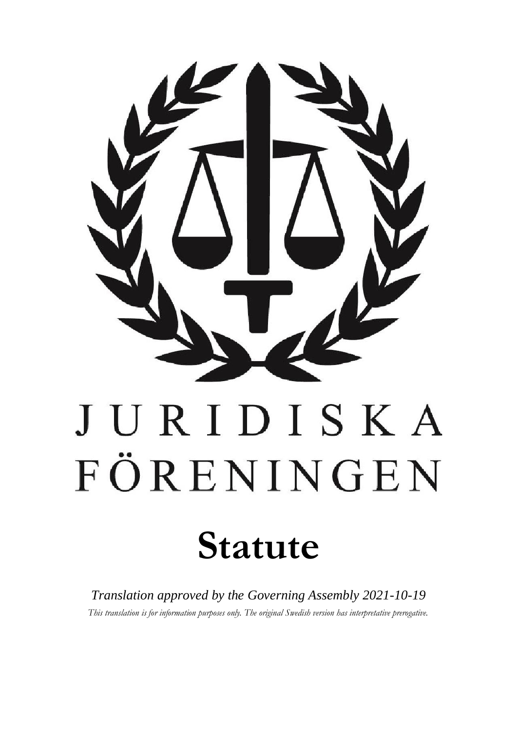# JURIDISKA FÖRENINGEN

# Statute

*Translation approved by the Governing Assembly 2021-10-19*

*This translation is for information purposes only. The original Swedish version has interpretative prerogative.*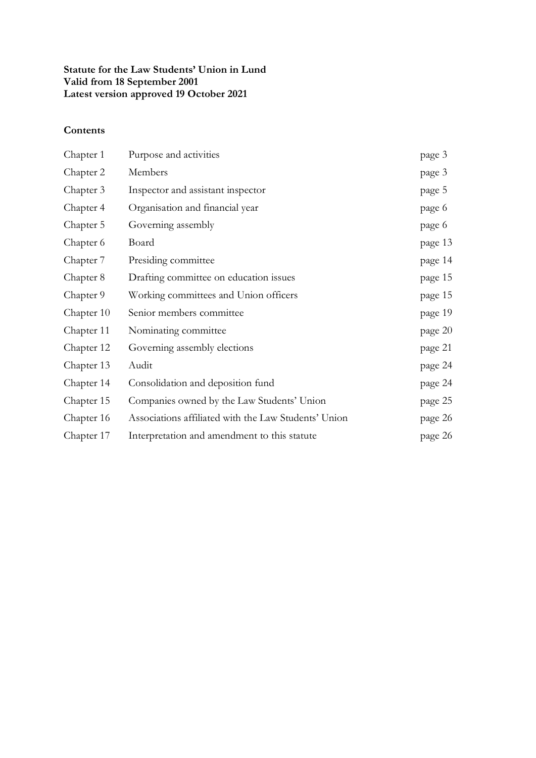**Statute for the Law Students' Union in Lund**
**Valid from 18 September 2001**
**Latest version approved 19 October 2021**

**Contents**

| | | |
|---|---|---|
| Chapter 1 | Purpose and activities | page 3 |
| Chapter 2 | Members | page 3 |
| Chapter 3 | Inspector and assistant inspector | page 5 |
| Chapter 4 | Organisation and financial year | page 6 |
| Chapter 5 | Governing assembly | page 6 |
| Chapter 6 | Board | page 13 |
| Chapter 7 | Presiding committee | page 14 |
| Chapter 8 | Drafting committee on education issues | page 15 |
| Chapter 9 | Working committees and Union officers | page 15 |
| Chapter 10 | Senior members committee | page 19 |
| Chapter 11 | Nominating committee | page 20 |
| Chapter 12 | Governing assembly elections | page 21 |
| Chapter 13 | Audit | page 24 |
| Chapter 14 | Consolidation and deposition fund | page 24 |
| Chapter 15 | Companies owned by the Law Students' Union | page 25 |
| Chapter 16 | Associations affiliated with the Law Students' Union | page 26 |
| Chapter 17 | Interpretation and amendment to this statute | page 26 |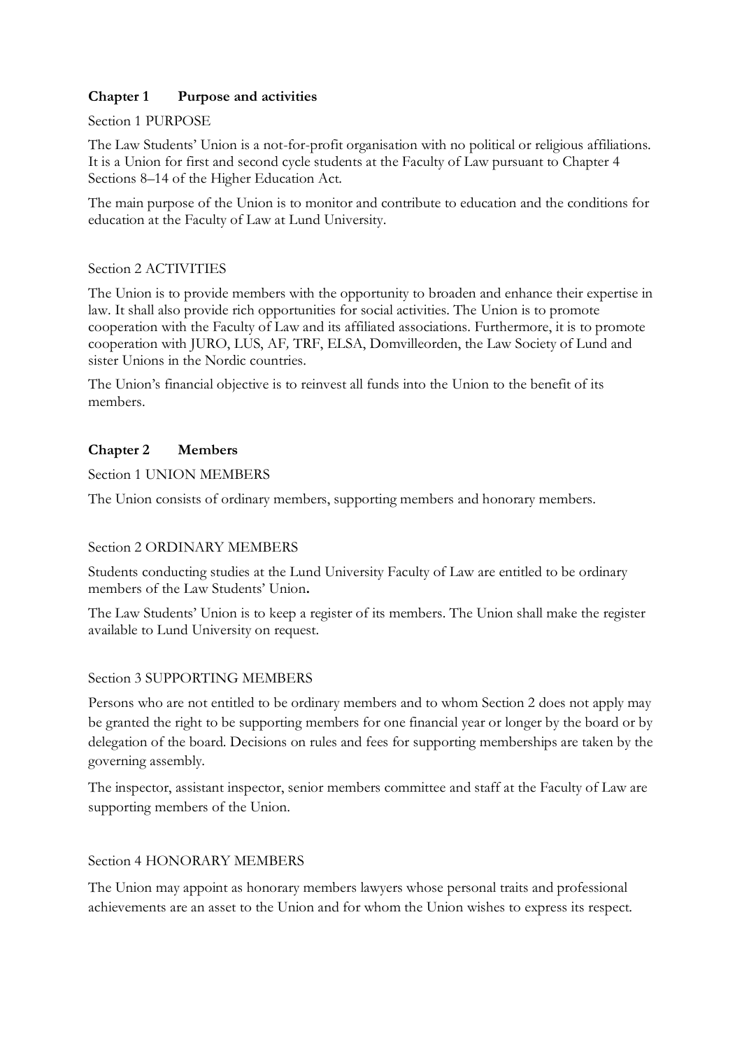## Chapter 1 Purpose and activities

### Section 1 PURPOSE

The Law Students' Union is a not-for-profit organisation with no political or religious affiliations. It is a Union for first and second cycle students at the Faculty of Law pursuant to Chapter 4 Sections 8–14 of the Higher Education Act.

The main purpose of the Union is to monitor and contribute to education and the conditions for education at the Faculty of Law at Lund University.

### Section 2 ACTIVITIES

The Union is to provide members with the opportunity to broaden and enhance their expertise in law. It shall also provide rich opportunities for social activities. The Union is to promote cooperation with the Faculty of Law and its affiliated associations. Furthermore, it is to promote cooperation with JURO, LUS, AF, TRF, ELSA, Domvilleorden, the Law Society of Lund and sister Unions in the Nordic countries.

The Union's financial objective is to reinvest all funds into the Union to the benefit of its members.

## Chapter 2 Members

### Section 1 UNION MEMBERS

The Union consists of ordinary members, supporting members and honorary members.

### Section 2 ORDINARY MEMBERS

Students conducting studies at the Lund University Faculty of Law are entitled to be ordinary members of the Law Students' Union**.**

The Law Students' Union is to keep a register of its members. The Union shall make the register available to Lund University on request.

### Section 3 SUPPORTING MEMBERS

Persons who are not entitled to be ordinary members and to whom Section 2 does not apply may be granted the right to be supporting members for one financial year or longer by the board or by delegation of the board. Decisions on rules and fees for supporting memberships are taken by the governing assembly.

The inspector, assistant inspector, senior members committee and staff at the Faculty of Law are supporting members of the Union.

### Section 4 HONORARY MEMBERS

The Union may appoint as honorary members lawyers whose personal traits and professional achievements are an asset to the Union and for whom the Union wishes to express its respect.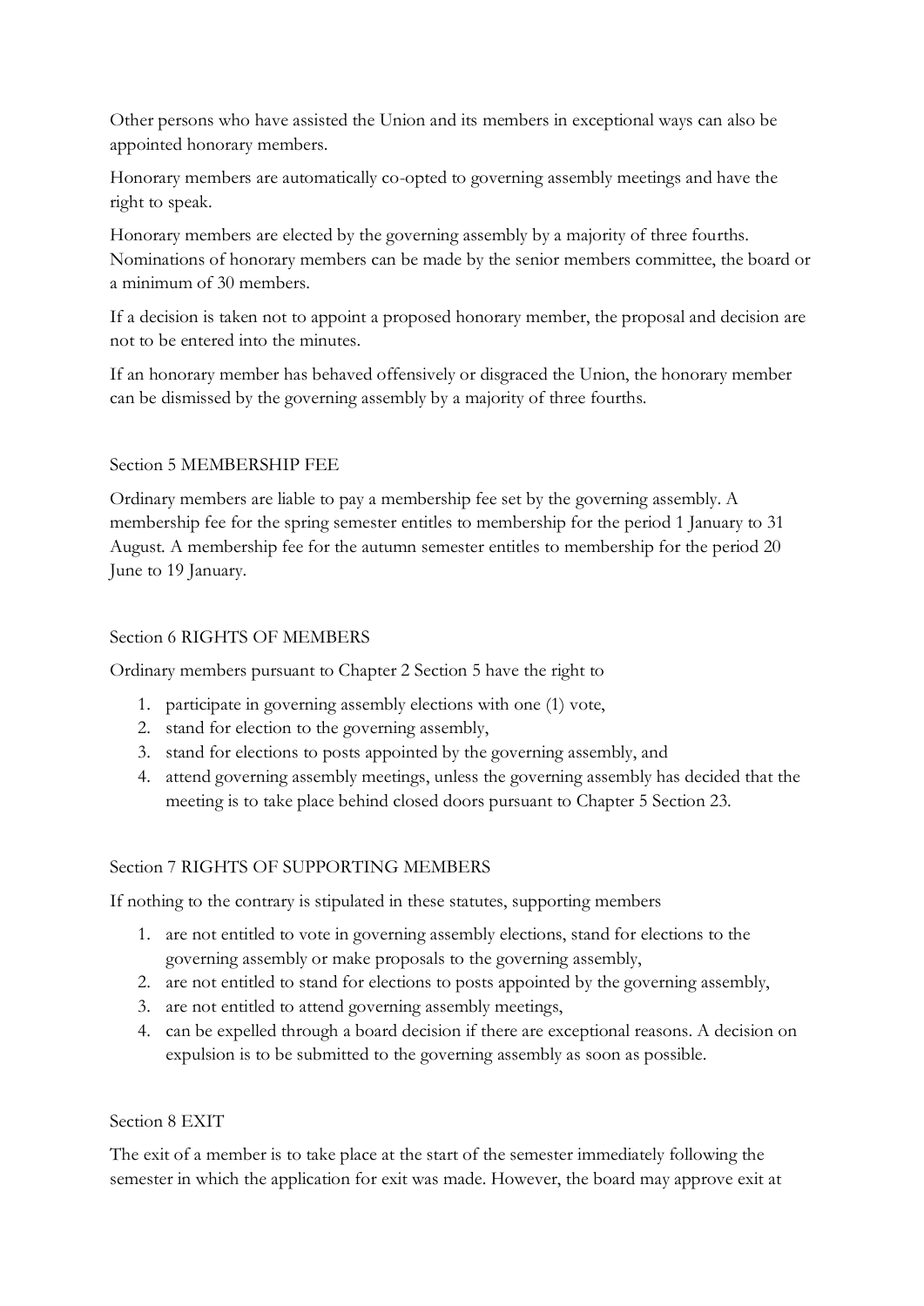Other persons who have assisted the Union and its members in exceptional ways can also be appointed honorary members.

Honorary members are automatically co-opted to governing assembly meetings and have the right to speak.

Honorary members are elected by the governing assembly by a majority of three fourths. Nominations of honorary members can be made by the senior members committee, the board or a minimum of 30 members.

If a decision is taken not to appoint a proposed honorary member, the proposal and decision are not to be entered into the minutes.

If an honorary member has behaved offensively or disgraced the Union, the honorary member can be dismissed by the governing assembly by a majority of three fourths.

## Section 5 MEMBERSHIP FEE

Ordinary members are liable to pay a membership fee set by the governing assembly. A membership fee for the spring semester entitles to membership for the period 1 January to 31 August. A membership fee for the autumn semester entitles to membership for the period 20 June to 19 January.

## Section 6 RIGHTS OF MEMBERS

Ordinary members pursuant to Chapter 2 Section 5 have the right to

1. participate in governing assembly elections with one (1) vote,
2. stand for election to the governing assembly,
3. stand for elections to posts appointed by the governing assembly, and
4. attend governing assembly meetings, unless the governing assembly has decided that the meeting is to take place behind closed doors pursuant to Chapter 5 Section 23.

## Section 7 RIGHTS OF SUPPORTING MEMBERS

If nothing to the contrary is stipulated in these statutes, supporting members

1. are not entitled to vote in governing assembly elections, stand for elections to the governing assembly or make proposals to the governing assembly,
2. are not entitled to stand for elections to posts appointed by the governing assembly,
3. are not entitled to attend governing assembly meetings,
4. can be expelled through a board decision if there are exceptional reasons. A decision on expulsion is to be submitted to the governing assembly as soon as possible.

## Section 8 EXIT

The exit of a member is to take place at the start of the semester immediately following the semester in which the application for exit was made. However, the board may approve exit at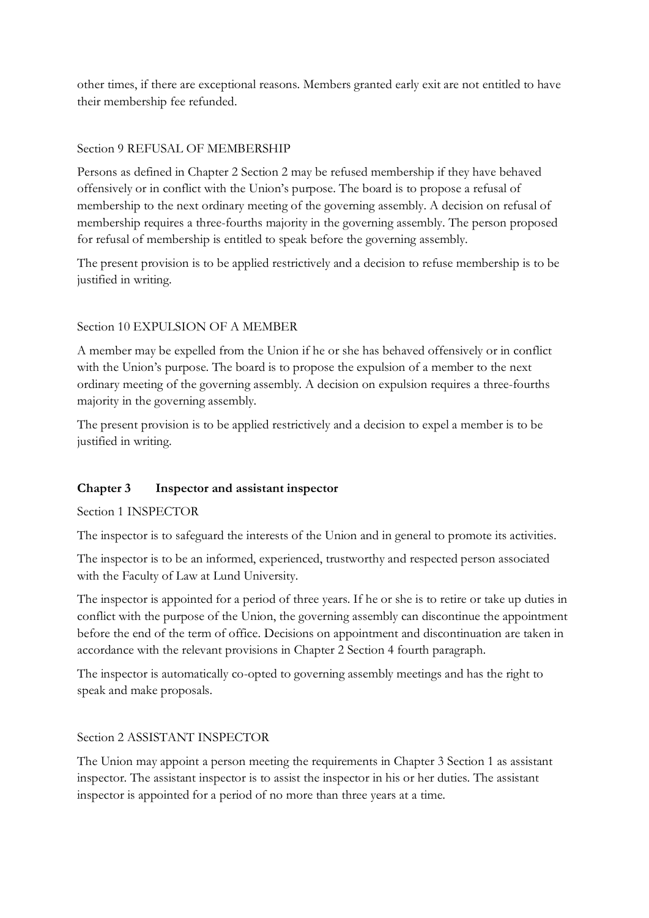other times, if there are exceptional reasons. Members granted early exit are not entitled to have their membership fee refunded.

Section 9 REFUSAL OF MEMBERSHIP

Persons as defined in Chapter 2 Section 2 may be refused membership if they have behaved offensively or in conflict with the Union's purpose. The board is to propose a refusal of membership to the next ordinary meeting of the governing assembly. A decision on refusal of membership requires a three-fourths majority in the governing assembly. The person proposed for refusal of membership is entitled to speak before the governing assembly.

The present provision is to be applied restrictively and a decision to refuse membership is to be justified in writing.

Section 10 EXPULSION OF A MEMBER

A member may be expelled from the Union if he or she has behaved offensively or in conflict with the Union's purpose. The board is to propose the expulsion of a member to the next ordinary meeting of the governing assembly. A decision on expulsion requires a three-fourths majority in the governing assembly.

The present provision is to be applied restrictively and a decision to expel a member is to be justified in writing.

## Chapter 3 Inspector and assistant inspector

Section 1 INSPECTOR

The inspector is to safeguard the interests of the Union and in general to promote its activities.

The inspector is to be an informed, experienced, trustworthy and respected person associated with the Faculty of Law at Lund University.

The inspector is appointed for a period of three years. If he or she is to retire or take up duties in conflict with the purpose of the Union, the governing assembly can discontinue the appointment before the end of the term of office. Decisions on appointment and discontinuation are taken in accordance with the relevant provisions in Chapter 2 Section 4 fourth paragraph.

The inspector is automatically co-opted to governing assembly meetings and has the right to speak and make proposals.

Section 2 ASSISTANT INSPECTOR

The Union may appoint a person meeting the requirements in Chapter 3 Section 1 as assistant inspector. The assistant inspector is to assist the inspector in his or her duties. The assistant inspector is appointed for a period of no more than three years at a time.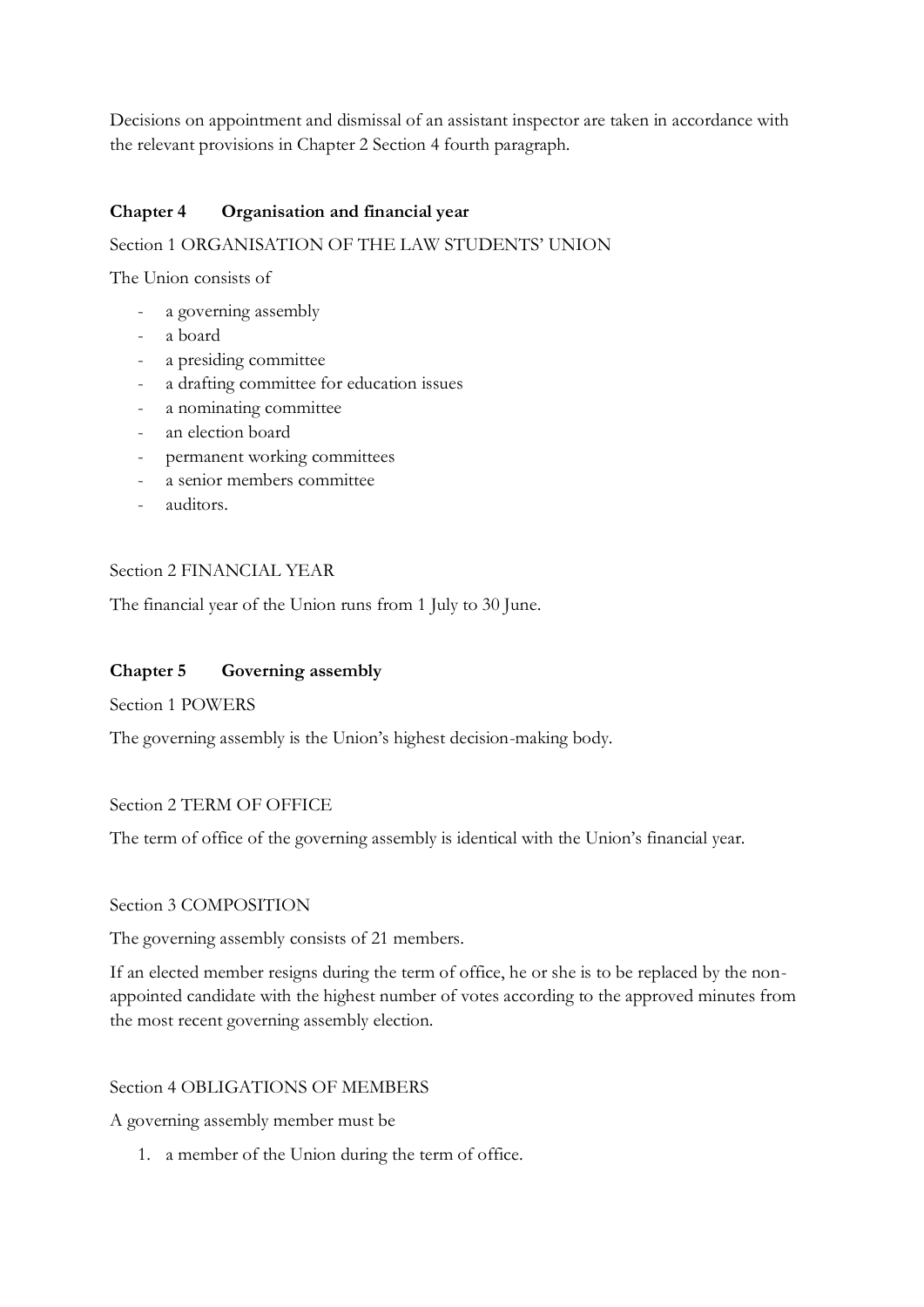Decisions on appointment and dismissal of an assistant inspector are taken in accordance with the relevant provisions in Chapter 2 Section 4 fourth paragraph.

## Chapter 4 Organisation and financial year

Section 1 ORGANISATION OF THE LAW STUDENTS' UNION

The Union consists of

- a governing assembly
- a board
- a presiding committee
- a drafting committee for education issues
- a nominating committee
- an election board
- permanent working committees
- a senior members committee
- auditors.

Section 2 FINANCIAL YEAR

The financial year of the Union runs from 1 July to 30 June.

## Chapter 5 Governing assembly

Section 1 POWERS

The governing assembly is the Union's highest decision-making body.

Section 2 TERM OF OFFICE

The term of office of the governing assembly is identical with the Union's financial year.

Section 3 COMPOSITION

The governing assembly consists of 21 members.

If an elected member resigns during the term of office, he or she is to be replaced by the non-appointed candidate with the highest number of votes according to the approved minutes from the most recent governing assembly election.

Section 4 OBLIGATIONS OF MEMBERS

A governing assembly member must be

1. a member of the Union during the term of office.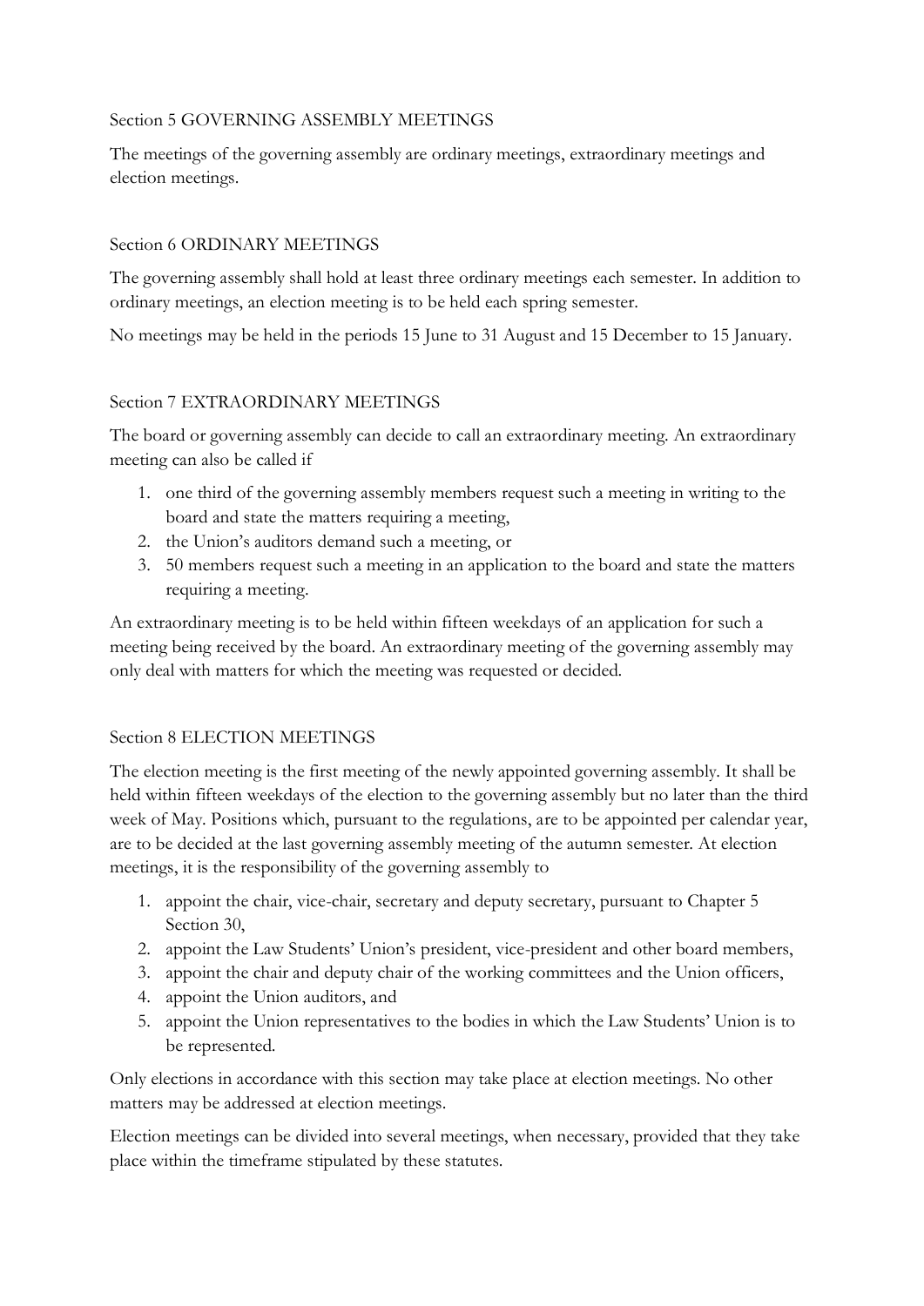## Section 5 GOVERNING ASSEMBLY MEETINGS

The meetings of the governing assembly are ordinary meetings, extraordinary meetings and election meetings.

## Section 6 ORDINARY MEETINGS

The governing assembly shall hold at least three ordinary meetings each semester. In addition to ordinary meetings, an election meeting is to be held each spring semester.

No meetings may be held in the periods 15 June to 31 August and 15 December to 15 January.

## Section 7 EXTRAORDINARY MEETINGS

The board or governing assembly can decide to call an extraordinary meeting. An extraordinary meeting can also be called if

1. one third of the governing assembly members request such a meeting in writing to the board and state the matters requiring a meeting,
2. the Union's auditors demand such a meeting, or
3. 50 members request such a meeting in an application to the board and state the matters requiring a meeting.

An extraordinary meeting is to be held within fifteen weekdays of an application for such a meeting being received by the board. An extraordinary meeting of the governing assembly may only deal with matters for which the meeting was requested or decided.

## Section 8 ELECTION MEETINGS

The election meeting is the first meeting of the newly appointed governing assembly. It shall be held within fifteen weekdays of the election to the governing assembly but no later than the third week of May. Positions which, pursuant to the regulations, are to be appointed per calendar year, are to be decided at the last governing assembly meeting of the autumn semester. At election meetings, it is the responsibility of the governing assembly to

1. appoint the chair, vice-chair, secretary and deputy secretary, pursuant to Chapter 5 Section 30,
2. appoint the Law Students' Union's president, vice-president and other board members,
3. appoint the chair and deputy chair of the working committees and the Union officers,
4. appoint the Union auditors, and
5. appoint the Union representatives to the bodies in which the Law Students' Union is to be represented.

Only elections in accordance with this section may take place at election meetings. No other matters may be addressed at election meetings.

Election meetings can be divided into several meetings, when necessary, provided that they take place within the timeframe stipulated by these statutes.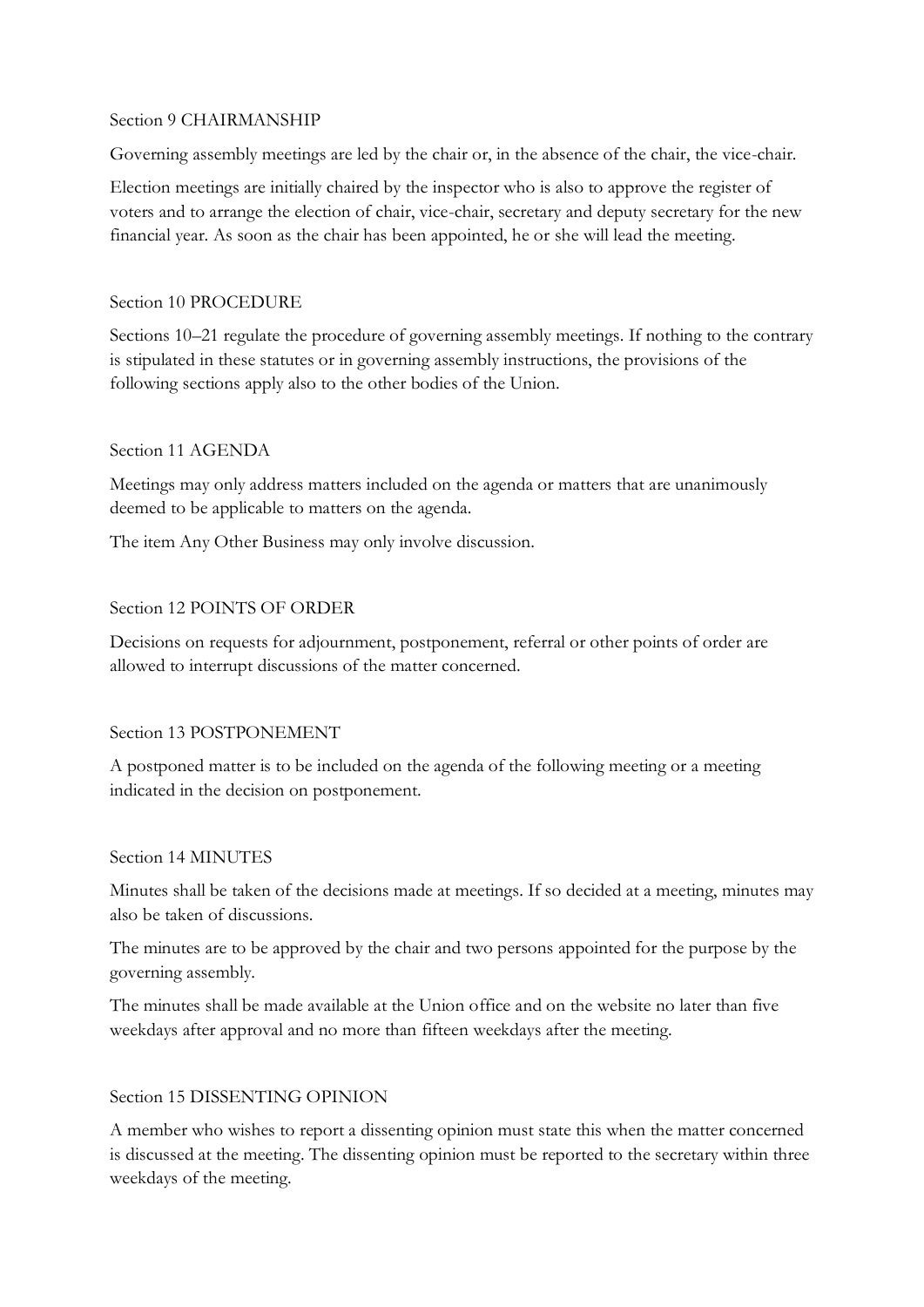## Section 9 CHAIRMANSHIP

Governing assembly meetings are led by the chair or, in the absence of the chair, the vice-chair.

Election meetings are initially chaired by the inspector who is also to approve the register of voters and to arrange the election of chair, vice-chair, secretary and deputy secretary for the new financial year. As soon as the chair has been appointed, he or she will lead the meeting.

## Section 10 PROCEDURE

Sections 10–21 regulate the procedure of governing assembly meetings. If nothing to the contrary is stipulated in these statutes or in governing assembly instructions, the provisions of the following sections apply also to the other bodies of the Union.

## Section 11 AGENDA

Meetings may only address matters included on the agenda or matters that are unanimously deemed to be applicable to matters on the agenda.

The item Any Other Business may only involve discussion.

## Section 12 POINTS OF ORDER

Decisions on requests for adjournment, postponement, referral or other points of order are allowed to interrupt discussions of the matter concerned.

## Section 13 POSTPONEMENT

A postponed matter is to be included on the agenda of the following meeting or a meeting indicated in the decision on postponement.

## Section 14 MINUTES

Minutes shall be taken of the decisions made at meetings. If so decided at a meeting, minutes may also be taken of discussions.

The minutes are to be approved by the chair and two persons appointed for the purpose by the governing assembly.

The minutes shall be made available at the Union office and on the website no later than five weekdays after approval and no more than fifteen weekdays after the meeting.

## Section 15 DISSENTING OPINION

A member who wishes to report a dissenting opinion must state this when the matter concerned is discussed at the meeting. The dissenting opinion must be reported to the secretary within three weekdays of the meeting.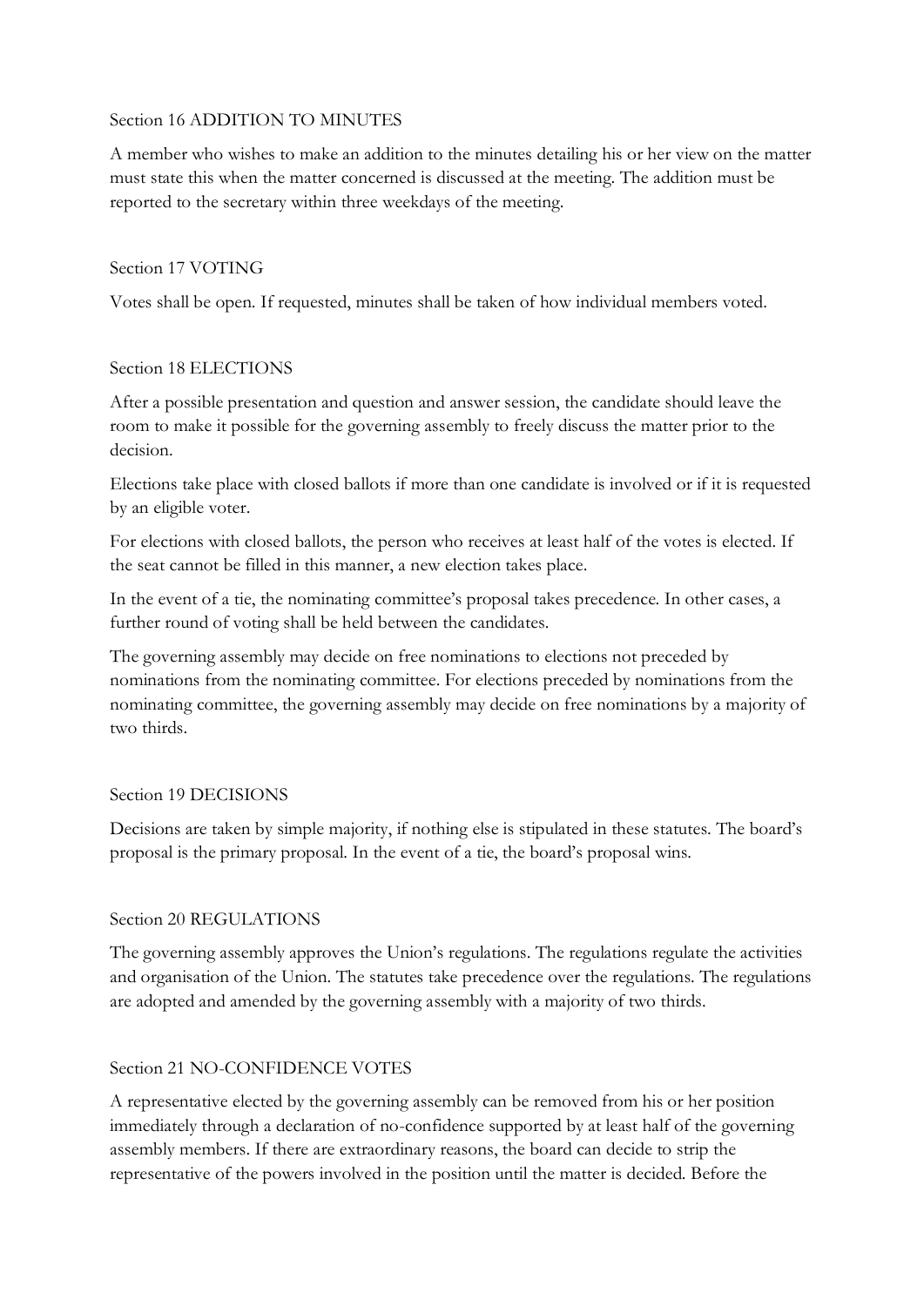## Section 16 ADDITION TO MINUTES

A member who wishes to make an addition to the minutes detailing his or her view on the matter must state this when the matter concerned is discussed at the meeting. The addition must be reported to the secretary within three weekdays of the meeting.

## Section 17 VOTING

Votes shall be open. If requested, minutes shall be taken of how individual members voted.

## Section 18 ELECTIONS

After a possible presentation and question and answer session, the candidate should leave the room to make it possible for the governing assembly to freely discuss the matter prior to the decision.

Elections take place with closed ballots if more than one candidate is involved or if it is requested by an eligible voter.

For elections with closed ballots, the person who receives at least half of the votes is elected. If the seat cannot be filled in this manner, a new election takes place.

In the event of a tie, the nominating committee's proposal takes precedence. In other cases, a further round of voting shall be held between the candidates.

The governing assembly may decide on free nominations to elections not preceded by nominations from the nominating committee. For elections preceded by nominations from the nominating committee, the governing assembly may decide on free nominations by a majority of two thirds.

## Section 19 DECISIONS

Decisions are taken by simple majority, if nothing else is stipulated in these statutes. The board's proposal is the primary proposal. In the event of a tie, the board's proposal wins.

## Section 20 REGULATIONS

The governing assembly approves the Union's regulations. The regulations regulate the activities and organisation of the Union. The statutes take precedence over the regulations. The regulations are adopted and amended by the governing assembly with a majority of two thirds.

## Section 21 NO-CONFIDENCE VOTES

A representative elected by the governing assembly can be removed from his or her position immediately through a declaration of no-confidence supported by at least half of the governing assembly members. If there are extraordinary reasons, the board can decide to strip the representative of the powers involved in the position until the matter is decided. Before the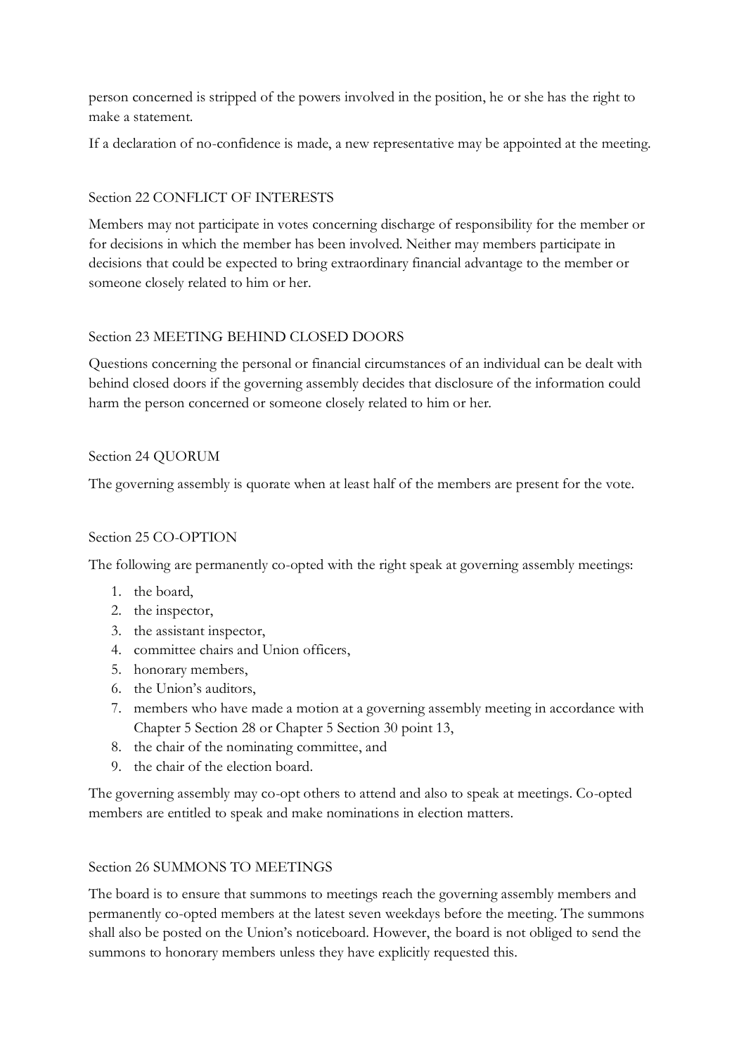person concerned is stripped of the powers involved in the position, he or she has the right to make a statement.

If a declaration of no-confidence is made, a new representative may be appointed at the meeting.

### Section 22 CONFLICT OF INTERESTS

Members may not participate in votes concerning discharge of responsibility for the member or for decisions in which the member has been involved. Neither may members participate in decisions that could be expected to bring extraordinary financial advantage to the member or someone closely related to him or her.

### Section 23 MEETING BEHIND CLOSED DOORS

Questions concerning the personal or financial circumstances of an individual can be dealt with behind closed doors if the governing assembly decides that disclosure of the information could harm the person concerned or someone closely related to him or her.

### Section 24 QUORUM

The governing assembly is quorate when at least half of the members are present for the vote.

### Section 25 CO-OPTION

The following are permanently co-opted with the right speak at governing assembly meetings:

1. the board,
2. the inspector,
3. the assistant inspector,
4. committee chairs and Union officers,
5. honorary members,
6. the Union's auditors,
7. members who have made a motion at a governing assembly meeting in accordance with Chapter 5 Section 28 or Chapter 5 Section 30 point 13,
8. the chair of the nominating committee, and
9. the chair of the election board.

The governing assembly may co-opt others to attend and also to speak at meetings. Co-opted members are entitled to speak and make nominations in election matters.

### Section 26 SUMMONS TO MEETINGS

The board is to ensure that summons to meetings reach the governing assembly members and permanently co-opted members at the latest seven weekdays before the meeting. The summons shall also be posted on the Union's noticeboard. However, the board is not obliged to send the summons to honorary members unless they have explicitly requested this.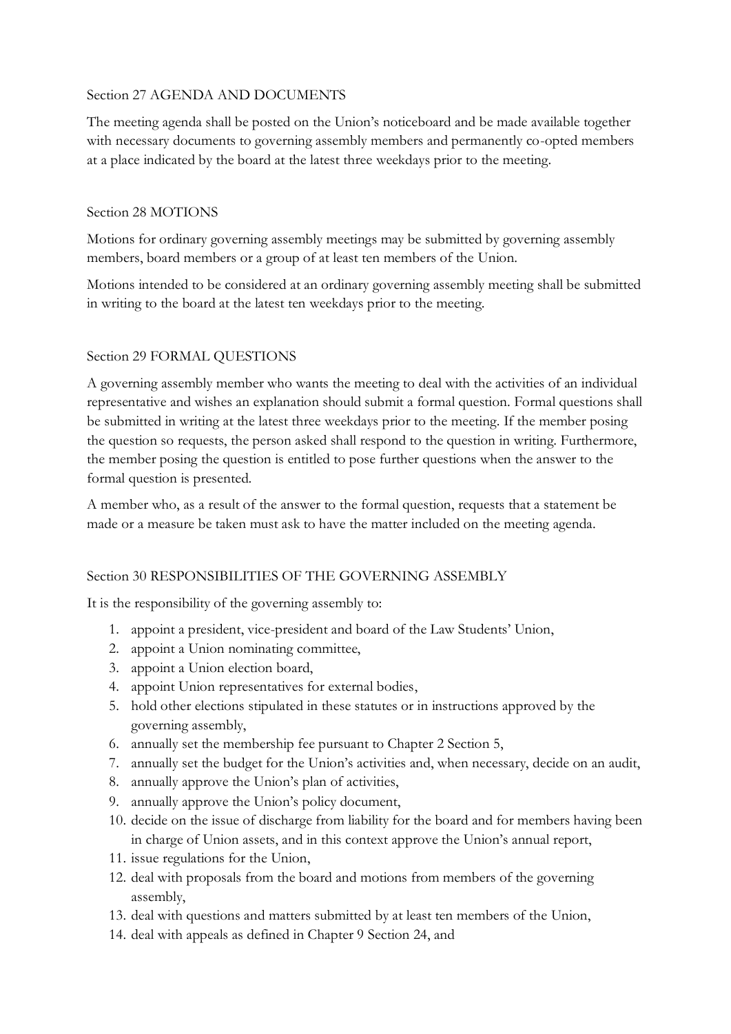## Section 27 AGENDA AND DOCUMENTS

The meeting agenda shall be posted on the Union's noticeboard and be made available together with necessary documents to governing assembly members and permanently co-opted members at a place indicated by the board at the latest three weekdays prior to the meeting.

## Section 28 MOTIONS

Motions for ordinary governing assembly meetings may be submitted by governing assembly members, board members or a group of at least ten members of the Union.

Motions intended to be considered at an ordinary governing assembly meeting shall be submitted in writing to the board at the latest ten weekdays prior to the meeting.

## Section 29 FORMAL QUESTIONS

A governing assembly member who wants the meeting to deal with the activities of an individual representative and wishes an explanation should submit a formal question. Formal questions shall be submitted in writing at the latest three weekdays prior to the meeting. If the member posing the question so requests, the person asked shall respond to the question in writing. Furthermore, the member posing the question is entitled to pose further questions when the answer to the formal question is presented.

A member who, as a result of the answer to the formal question, requests that a statement be made or a measure be taken must ask to have the matter included on the meeting agenda.

## Section 30 RESPONSIBILITIES OF THE GOVERNING ASSEMBLY

It is the responsibility of the governing assembly to:

1. appoint a president, vice-president and board of the Law Students' Union,
2. appoint a Union nominating committee,
3. appoint a Union election board,
4. appoint Union representatives for external bodies,
5. hold other elections stipulated in these statutes or in instructions approved by the governing assembly,
6. annually set the membership fee pursuant to Chapter 2 Section 5,
7. annually set the budget for the Union's activities and, when necessary, decide on an audit,
8. annually approve the Union's plan of activities,
9. annually approve the Union's policy document,
10. decide on the issue of discharge from liability for the board and for members having been in charge of Union assets, and in this context approve the Union's annual report,
11. issue regulations for the Union,
12. deal with proposals from the board and motions from members of the governing assembly,
13. deal with questions and matters submitted by at least ten members of the Union,
14. deal with appeals as defined in Chapter 9 Section 24, and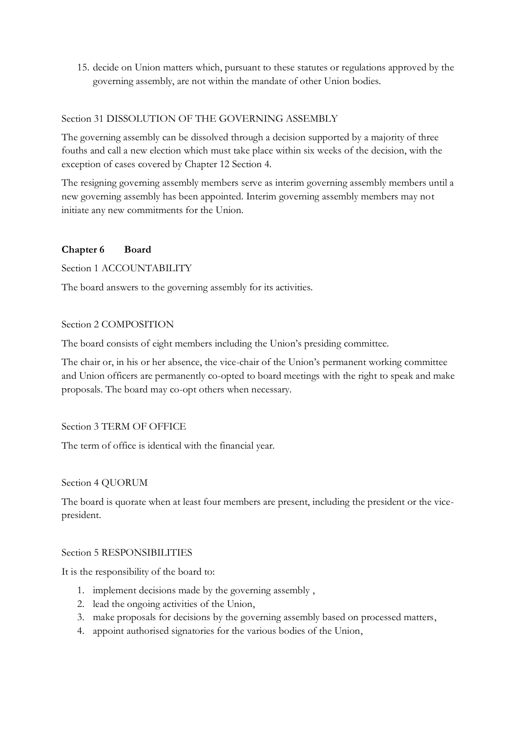15. decide on Union matters which, pursuant to these statutes or regulations approved by the governing assembly, are not within the mandate of other Union bodies.

Section 31 DISSOLUTION OF THE GOVERNING ASSEMBLY

The governing assembly can be dissolved through a decision supported by a majority of three fouths and call a new election which must take place within six weeks of the decision, with the exception of cases covered by Chapter 12 Section 4.

The resigning governing assembly members serve as interim governing assembly members until a new governing assembly has been appointed. Interim governing assembly members may not initiate any new commitments for the Union.

## Chapter 6 Board

Section 1 ACCOUNTABILITY

The board answers to the governing assembly for its activities.

Section 2 COMPOSITION

The board consists of eight members including the Union's presiding committee.

The chair or, in his or her absence, the vice-chair of the Union's permanent working committee and Union officers are permanently co-opted to board meetings with the right to speak and make proposals. The board may co-opt others when necessary.

Section 3 TERM OF OFFICE

The term of office is identical with the financial year.

Section 4 QUORUM

The board is quorate when at least four members are present, including the president or the vice-president.

Section 5 RESPONSIBILITIES

It is the responsibility of the board to:

1. implement decisions made by the governing assembly ,
2. lead the ongoing activities of the Union,
3. make proposals for decisions by the governing assembly based on processed matters,
4. appoint authorised signatories for the various bodies of the Union,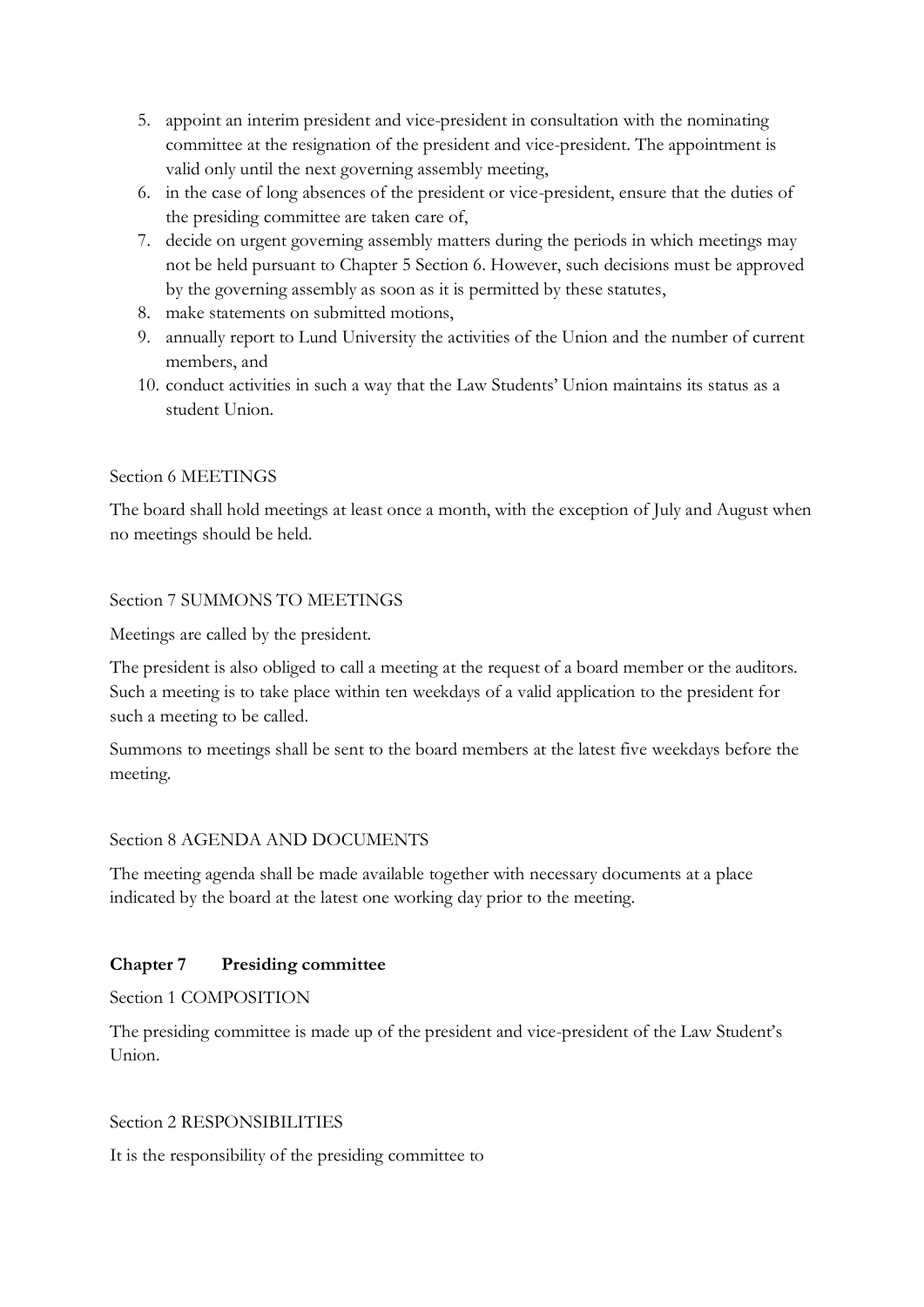5. appoint an interim president and vice-president in consultation with the nominating committee at the resignation of the president and vice-president. The appointment is valid only until the next governing assembly meeting,
6. in the case of long absences of the president or vice-president, ensure that the duties of the presiding committee are taken care of,
7. decide on urgent governing assembly matters during the periods in which meetings may not be held pursuant to Chapter 5 Section 6. However, such decisions must be approved by the governing assembly as soon as it is permitted by these statutes,
8. make statements on submitted motions,
9. annually report to Lund University the activities of the Union and the number of current members, and
10. conduct activities in such a way that the Law Students' Union maintains its status as a student Union.

Section 6 MEETINGS

The board shall hold meetings at least once a month, with the exception of July and August when no meetings should be held.

Section 7 SUMMONS TO MEETINGS

Meetings are called by the president.

The president is also obliged to call a meeting at the request of a board member or the auditors. Such a meeting is to take place within ten weekdays of a valid application to the president for such a meeting to be called.

Summons to meetings shall be sent to the board members at the latest five weekdays before the meeting.

Section 8 AGENDA AND DOCUMENTS

The meeting agenda shall be made available together with necessary documents at a place indicated by the board at the latest one working day prior to the meeting.

## Chapter 7 Presiding committee

Section 1 COMPOSITION

The presiding committee is made up of the president and vice-president of the Law Student's Union.

Section 2 RESPONSIBILITIES

It is the responsibility of the presiding committee to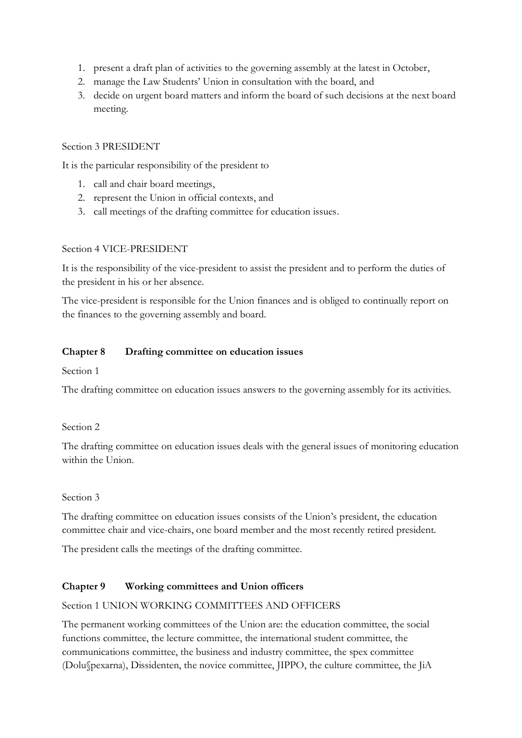1. present a draft plan of activities to the governing assembly at the latest in October,
2. manage the Law Students' Union in consultation with the board, and
3. decide on urgent board matters and inform the board of such decisions at the next board meeting.

Section 3 PRESIDENT

It is the particular responsibility of the president to

1. call and chair board meetings,
2. represent the Union in official contexts, and
3. call meetings of the drafting committee for education issues.

Section 4 VICE-PRESIDENT

It is the responsibility of the vice-president to assist the president and to perform the duties of the president in his or her absence.

The vice-president is responsible for the Union finances and is obliged to continually report on the finances to the governing assembly and board.

## Chapter 8 Drafting committee on education issues

Section 1

The drafting committee on education issues answers to the governing assembly for its activities.

Section 2

The drafting committee on education issues deals with the general issues of monitoring education within the Union.

Section 3

The drafting committee on education issues consists of the Union's president, the education committee chair and vice-chairs, one board member and the most recently retired president.

The president calls the meetings of the drafting committee.

## Chapter 9 Working committees and Union officers

Section 1 UNION WORKING COMMITTEES AND OFFICERS

The permanent working committees of the Union are: the education committee, the social functions committee, the lecture committee, the international student committee, the communications committee, the business and industry committee, the spex committee (Dolu§pexarna), Dissidenten, the novice committee, JIPPO, the culture committee, the JiA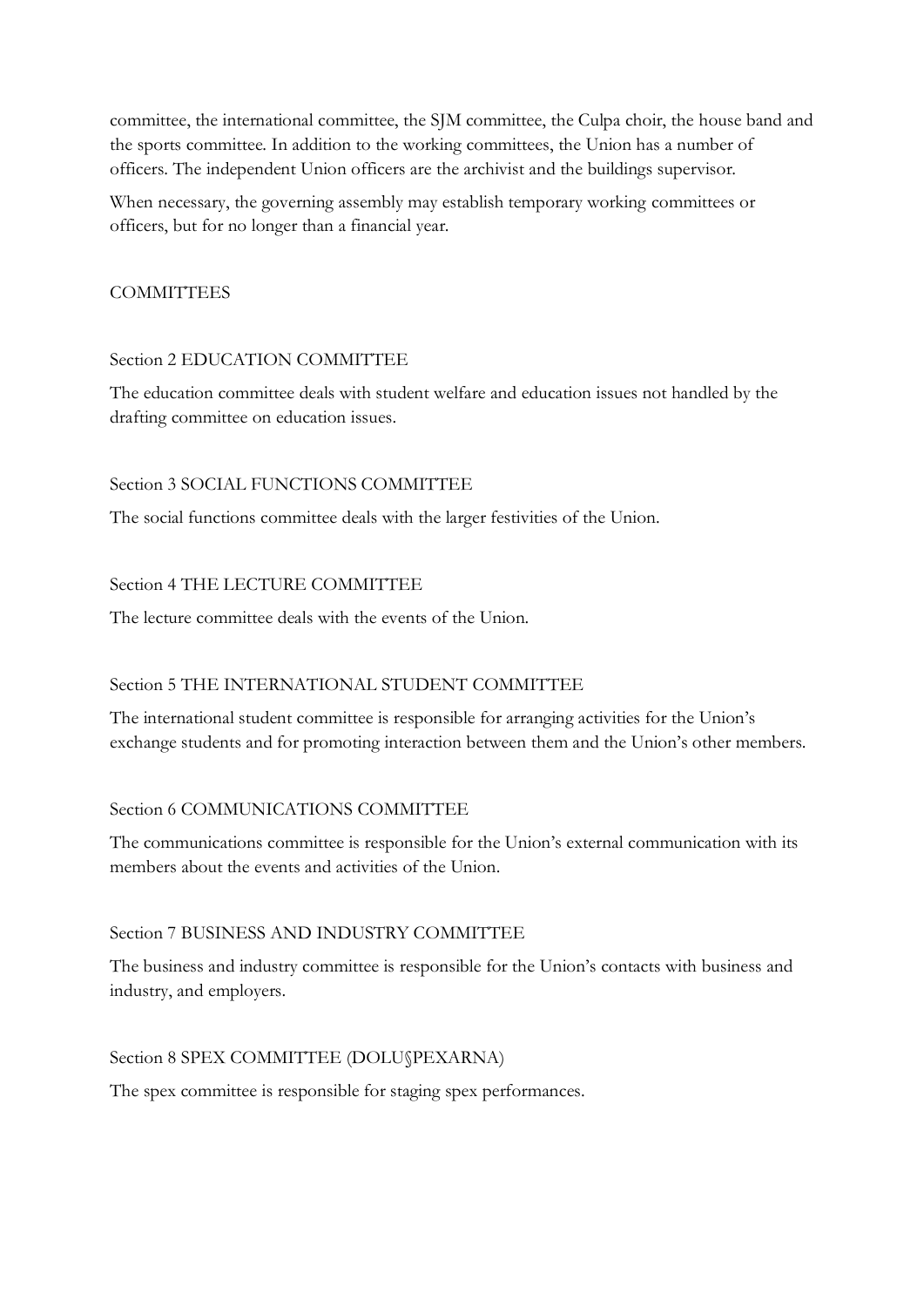committee, the international committee, the SJM committee, the Culpa choir, the house band and the sports committee. In addition to the working committees, the Union has a number of officers. The independent Union officers are the archivist and the buildings supervisor.

When necessary, the governing assembly may establish temporary working committees or officers, but for no longer than a financial year.

## COMMITTEES

### Section 2 EDUCATION COMMITTEE

The education committee deals with student welfare and education issues not handled by the drafting committee on education issues.

### Section 3 SOCIAL FUNCTIONS COMMITTEE

The social functions committee deals with the larger festivities of the Union.

### Section 4 THE LECTURE COMMITTEE

The lecture committee deals with the events of the Union.

### Section 5 THE INTERNATIONAL STUDENT COMMITTEE

The international student committee is responsible for arranging activities for the Union's exchange students and for promoting interaction between them and the Union's other members.

### Section 6 COMMUNICATIONS COMMITTEE

The communications committee is responsible for the Union's external communication with its members about the events and activities of the Union.

### Section 7 BUSINESS AND INDUSTRY COMMITTEE

The business and industry committee is responsible for the Union's contacts with business and industry, and employers.

### Section 8 SPEX COMMITTEE (DOLU§PEXARNA)

The spex committee is responsible for staging spex performances.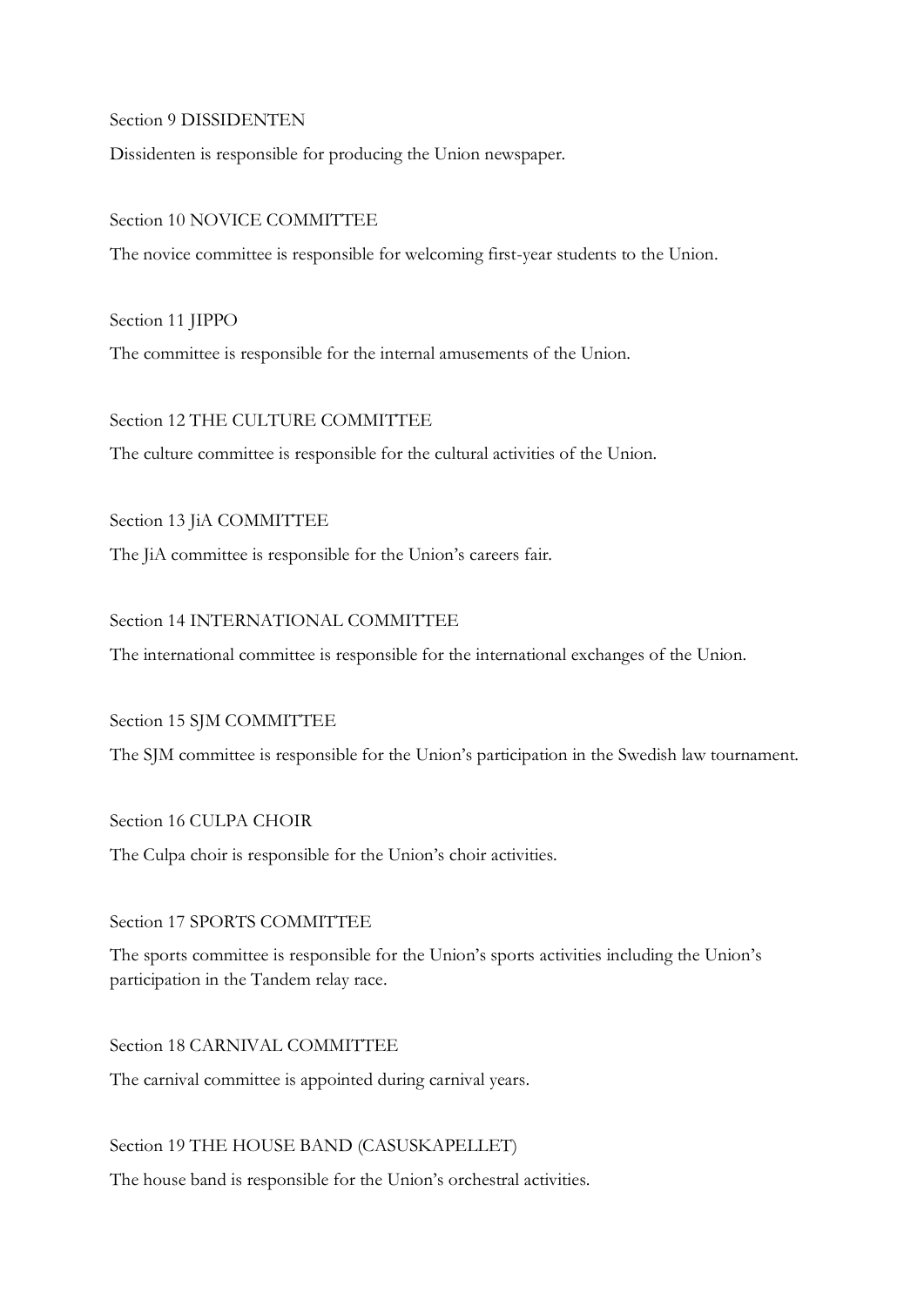### Section 9 DISSIDENTEN

Dissidenten is responsible for producing the Union newspaper.

### Section 10 NOVICE COMMITTEE

The novice committee is responsible for welcoming first-year students to the Union.

### Section 11 JIPPO

The committee is responsible for the internal amusements of the Union.

### Section 12 THE CULTURE COMMITTEE

The culture committee is responsible for the cultural activities of the Union.

### Section 13 JiA COMMITTEE

The JiA committee is responsible for the Union's careers fair.

### Section 14 INTERNATIONAL COMMITTEE

The international committee is responsible for the international exchanges of the Union.

### Section 15 SJM COMMITTEE

The SJM committee is responsible for the Union's participation in the Swedish law tournament.

### Section 16 CULPA CHOIR

The Culpa choir is responsible for the Union's choir activities.

### Section 17 SPORTS COMMITTEE

The sports committee is responsible for the Union's sports activities including the Union's participation in the Tandem relay race.

### Section 18 CARNIVAL COMMITTEE

The carnival committee is appointed during carnival years.

### Section 19 THE HOUSE BAND (CASUSKAPELLET)

The house band is responsible for the Union's orchestral activities.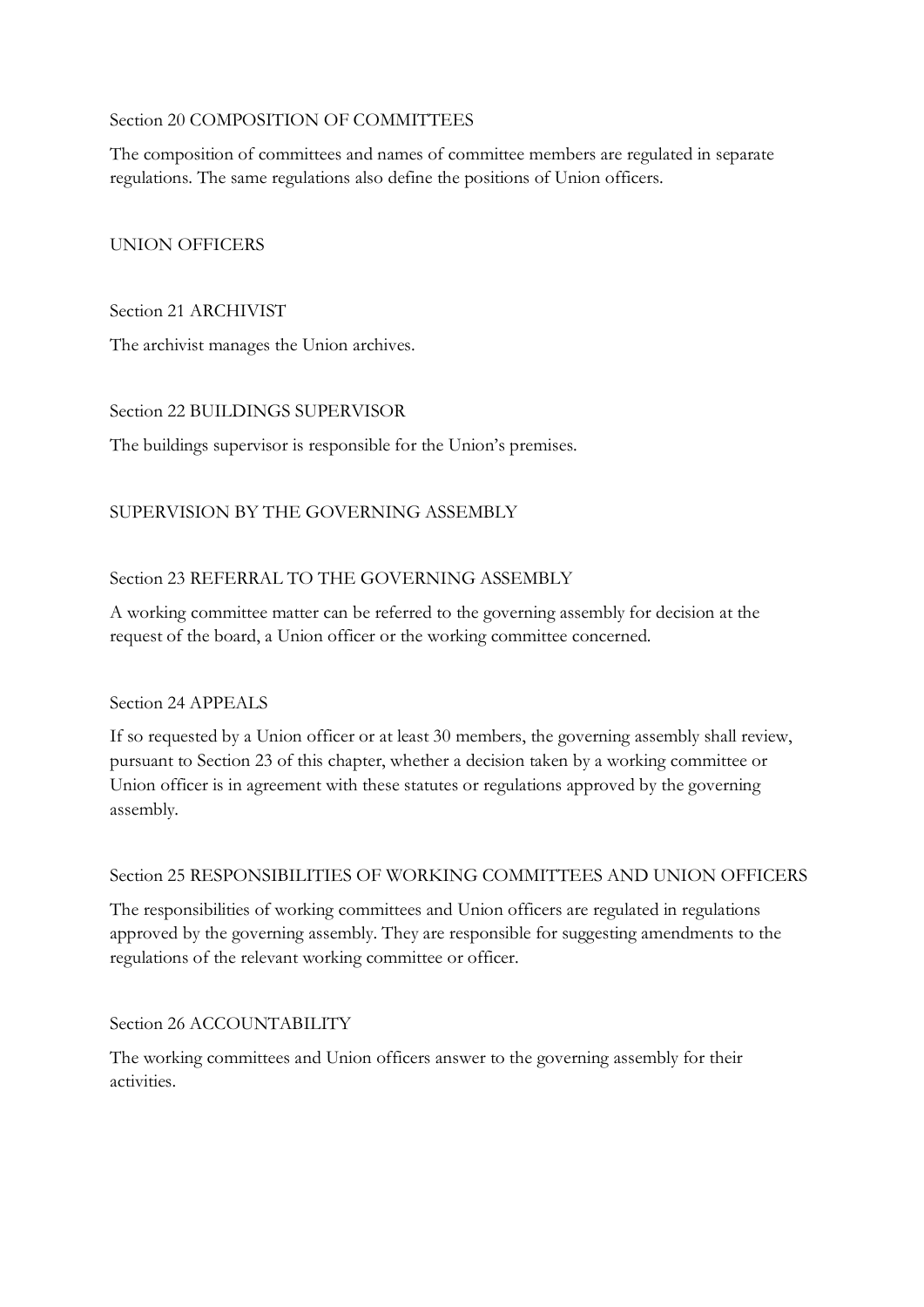### Section 20 COMPOSITION OF COMMITTEES

The composition of committees and names of committee members are regulated in separate regulations. The same regulations also define the positions of Union officers.

## UNION OFFICERS

### Section 21 ARCHIVIST

The archivist manages the Union archives.

### Section 22 BUILDINGS SUPERVISOR

The buildings supervisor is responsible for the Union's premises.

## SUPERVISION BY THE GOVERNING ASSEMBLY

### Section 23 REFERRAL TO THE GOVERNING ASSEMBLY

A working committee matter can be referred to the governing assembly for decision at the request of the board, a Union officer or the working committee concerned.

### Section 24 APPEALS

If so requested by a Union officer or at least 30 members, the governing assembly shall review, pursuant to Section 23 of this chapter, whether a decision taken by a working committee or Union officer is in agreement with these statutes or regulations approved by the governing assembly.

### Section 25 RESPONSIBILITIES OF WORKING COMMITTEES AND UNION OFFICERS

The responsibilities of working committees and Union officers are regulated in regulations approved by the governing assembly. They are responsible for suggesting amendments to the regulations of the relevant working committee or officer.

### Section 26 ACCOUNTABILITY

The working committees and Union officers answer to the governing assembly for their activities.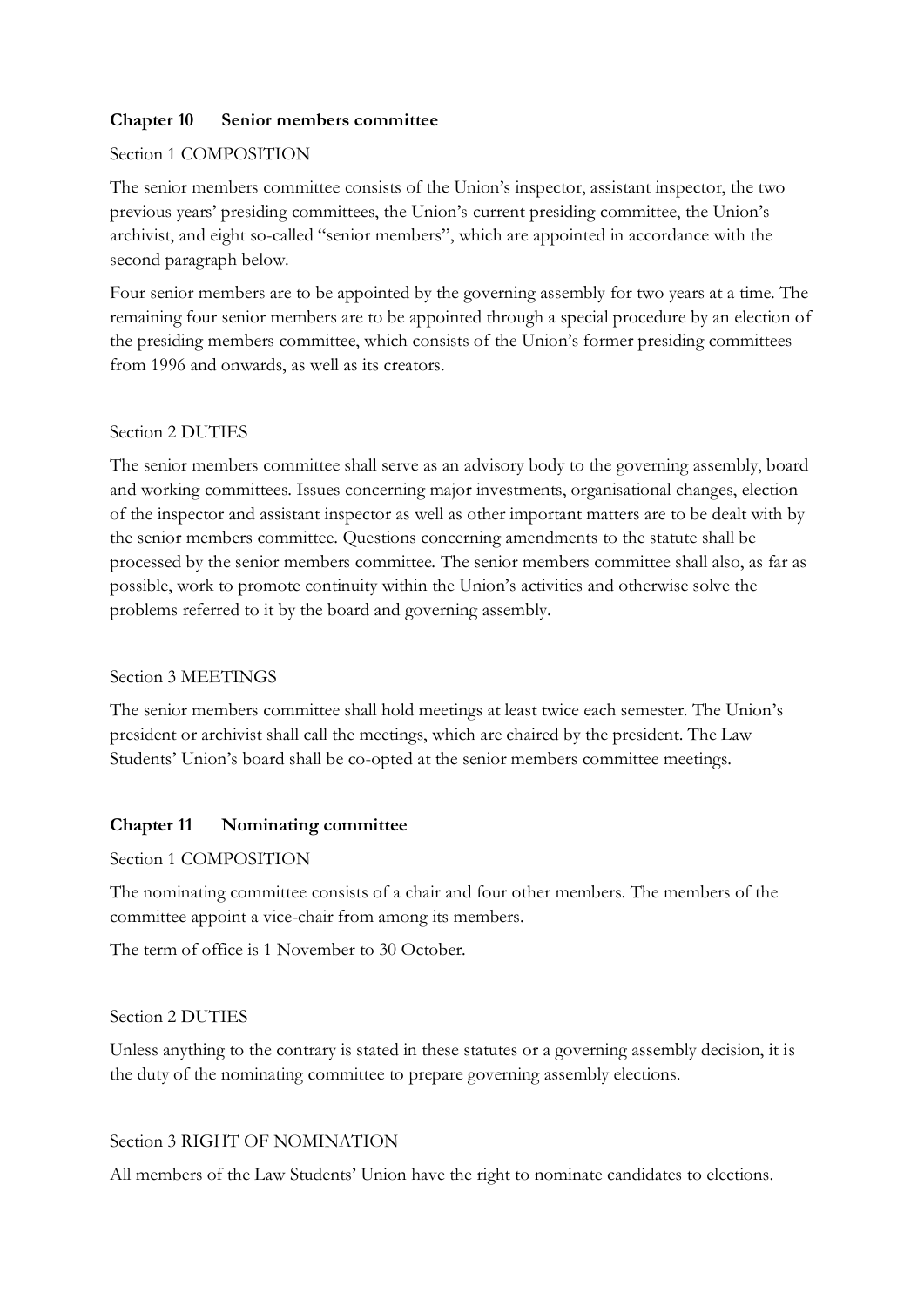## Chapter 10 Senior members committee

Section 1 COMPOSITION

The senior members committee consists of the Union's inspector, assistant inspector, the two previous years' presiding committees, the Union's current presiding committee, the Union's archivist, and eight so-called "senior members", which are appointed in accordance with the second paragraph below.

Four senior members are to be appointed by the governing assembly for two years at a time. The remaining four senior members are to be appointed through a special procedure by an election of the presiding members committee, which consists of the Union's former presiding committees from 1996 and onwards, as well as its creators.

Section 2 DUTIES

The senior members committee shall serve as an advisory body to the governing assembly, board and working committees. Issues concerning major investments, organisational changes, election of the inspector and assistant inspector as well as other important matters are to be dealt with by the senior members committee. Questions concerning amendments to the statute shall be processed by the senior members committee. The senior members committee shall also, as far as possible, work to promote continuity within the Union's activities and otherwise solve the problems referred to it by the board and governing assembly.

Section 3 MEETINGS

The senior members committee shall hold meetings at least twice each semester. The Union's president or archivist shall call the meetings, which are chaired by the president. The Law Students' Union's board shall be co-opted at the senior members committee meetings.

## Chapter 11 Nominating committee

Section 1 COMPOSITION

The nominating committee consists of a chair and four other members. The members of the committee appoint a vice-chair from among its members.

The term of office is 1 November to 30 October.

Section 2 DUTIES

Unless anything to the contrary is stated in these statutes or a governing assembly decision, it is the duty of the nominating committee to prepare governing assembly elections.

Section 3 RIGHT OF NOMINATION

All members of the Law Students' Union have the right to nominate candidates to elections.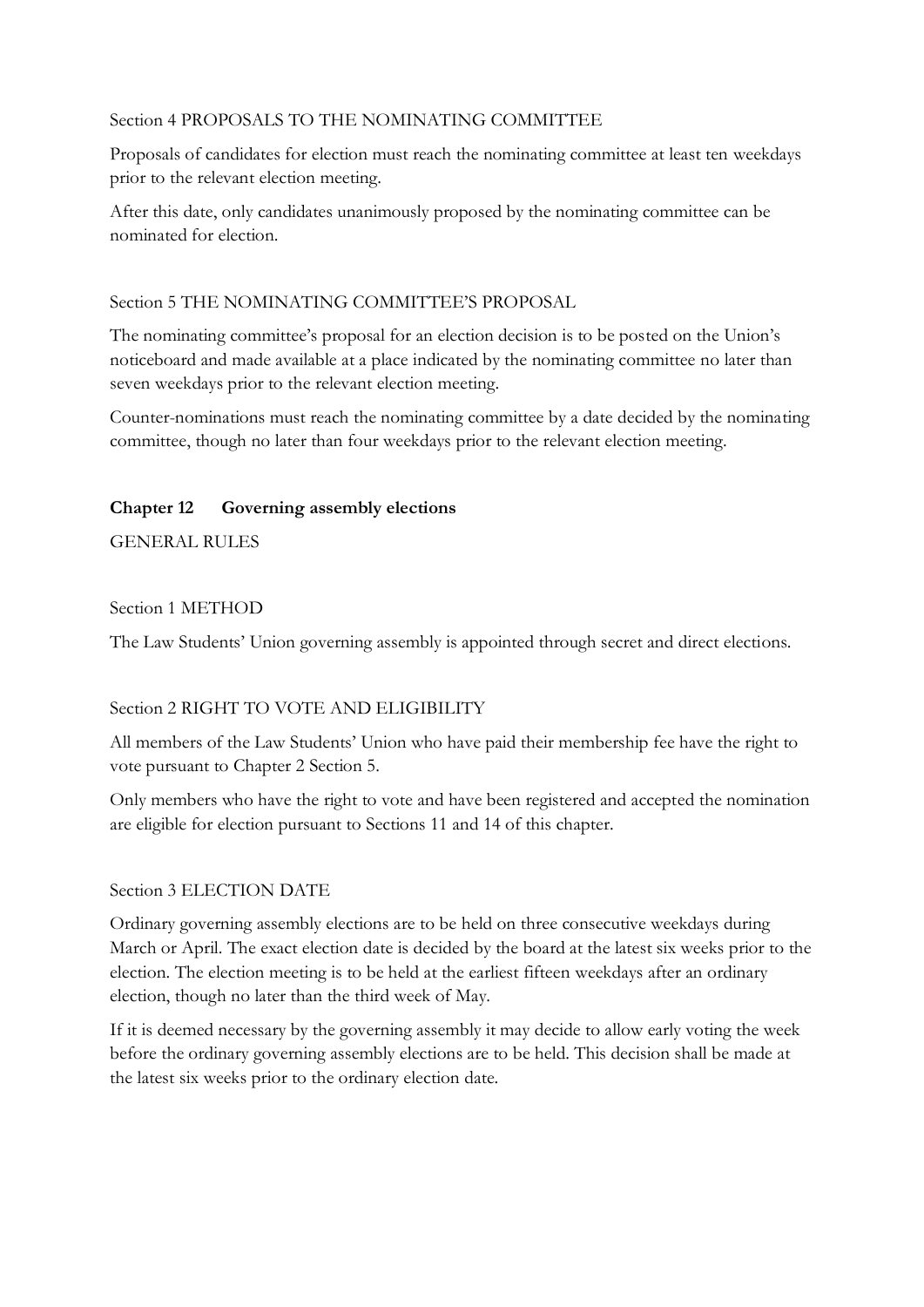Section 4 PROPOSALS TO THE NOMINATING COMMITTEE

Proposals of candidates for election must reach the nominating committee at least ten weekdays prior to the relevant election meeting.

After this date, only candidates unanimously proposed by the nominating committee can be nominated for election.

Section 5 THE NOMINATING COMMITTEE'S PROPOSAL

The nominating committee's proposal for an election decision is to be posted on the Union's noticeboard and made available at a place indicated by the nominating committee no later than seven weekdays prior to the relevant election meeting.

Counter-nominations must reach the nominating committee by a date decided by the nominating committee, though no later than four weekdays prior to the relevant election meeting.

## Chapter 12 Governing assembly elections

GENERAL RULES

Section 1 METHOD

The Law Students' Union governing assembly is appointed through secret and direct elections.

Section 2 RIGHT TO VOTE AND ELIGIBILITY

All members of the Law Students' Union who have paid their membership fee have the right to vote pursuant to Chapter 2 Section 5.

Only members who have the right to vote and have been registered and accepted the nomination are eligible for election pursuant to Sections 11 and 14 of this chapter.

Section 3 ELECTION DATE

Ordinary governing assembly elections are to be held on three consecutive weekdays during March or April. The exact election date is decided by the board at the latest six weeks prior to the election. The election meeting is to be held at the earliest fifteen weekdays after an ordinary election, though no later than the third week of May.

If it is deemed necessary by the governing assembly it may decide to allow early voting the week before the ordinary governing assembly elections are to be held. This decision shall be made at the latest six weeks prior to the ordinary election date.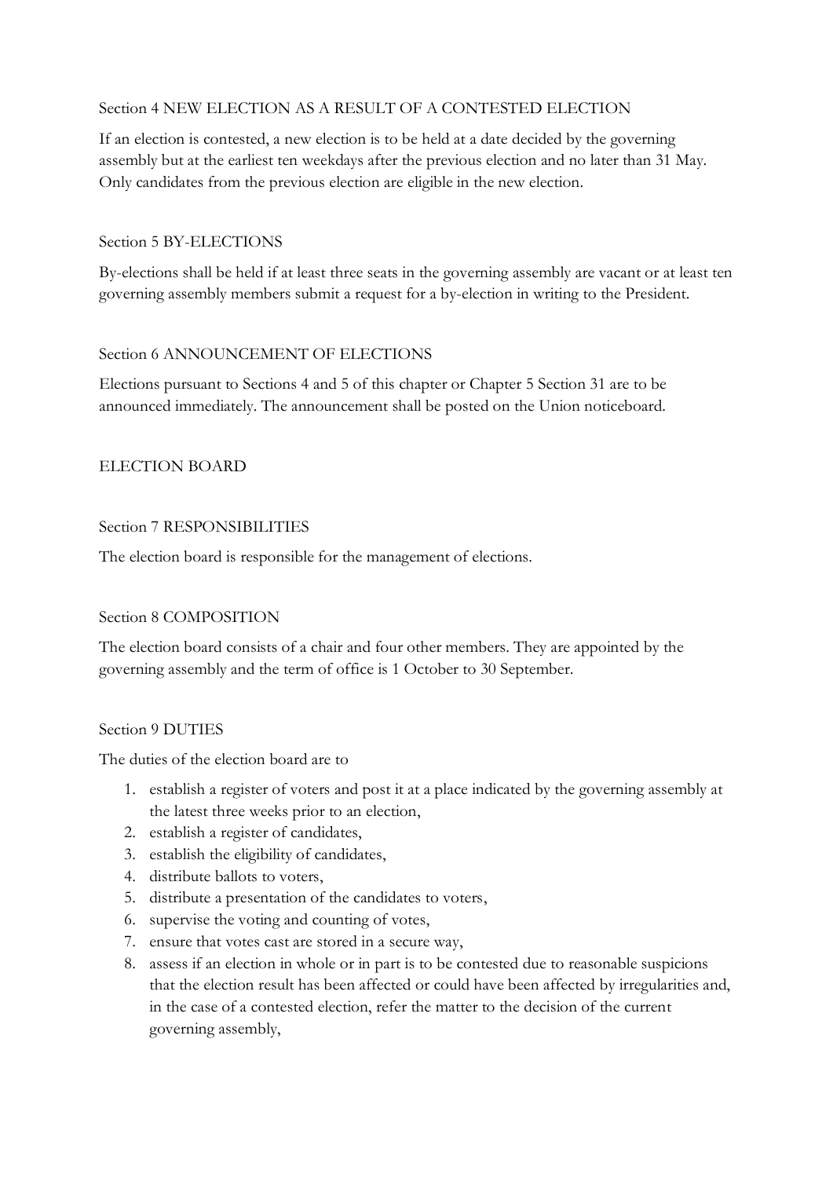### Section 4 NEW ELECTION AS A RESULT OF A CONTESTED ELECTION

If an election is contested, a new election is to be held at a date decided by the governing assembly but at the earliest ten weekdays after the previous election and no later than 31 May. Only candidates from the previous election are eligible in the new election.

### Section 5 BY-ELECTIONS

By-elections shall be held if at least three seats in the governing assembly are vacant or at least ten governing assembly members submit a request for a by-election in writing to the President.

### Section 6 ANNOUNCEMENT OF ELECTIONS

Elections pursuant to Sections 4 and 5 of this chapter or Chapter 5 Section 31 are to be announced immediately. The announcement shall be posted on the Union noticeboard.

## ELECTION BOARD

### Section 7 RESPONSIBILITIES

The election board is responsible for the management of elections.

### Section 8 COMPOSITION

The election board consists of a chair and four other members. They are appointed by the governing assembly and the term of office is 1 October to 30 September.

### Section 9 DUTIES

The duties of the election board are to

1. establish a register of voters and post it at a place indicated by the governing assembly at the latest three weeks prior to an election,
2. establish a register of candidates,
3. establish the eligibility of candidates,
4. distribute ballots to voters,
5. distribute a presentation of the candidates to voters,
6. supervise the voting and counting of votes,
7. ensure that votes cast are stored in a secure way,
8. assess if an election in whole or in part is to be contested due to reasonable suspicions that the election result has been affected or could have been affected by irregularities and, in the case of a contested election, refer the matter to the decision of the current governing assembly,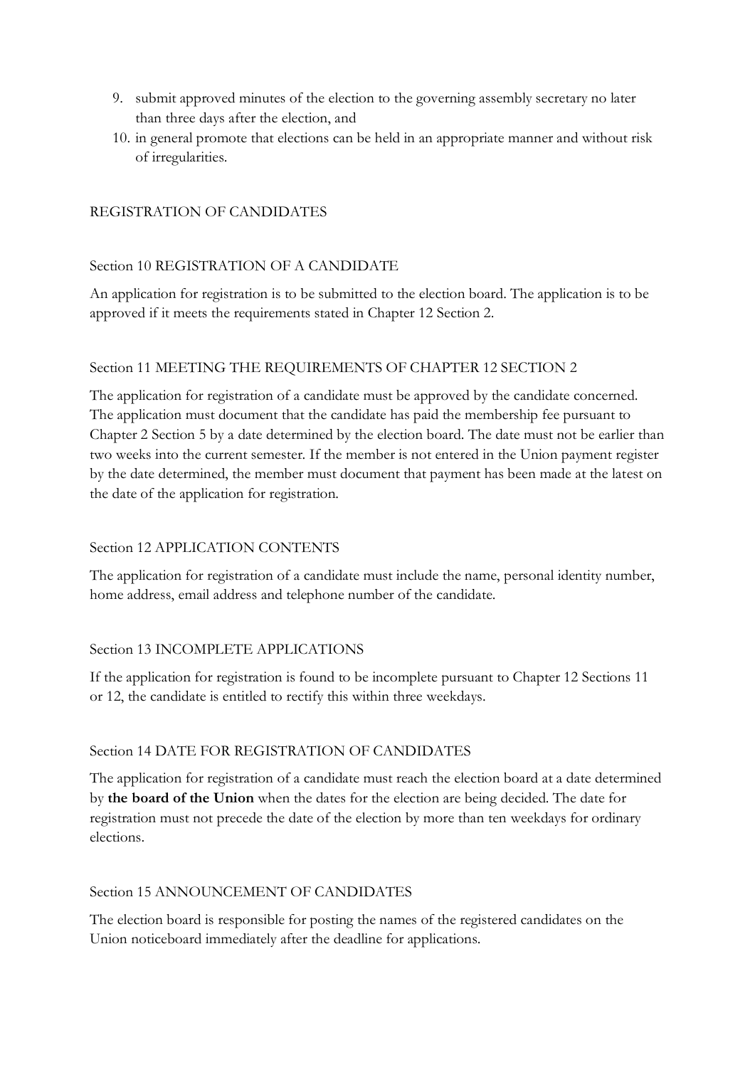9. submit approved minutes of the election to the governing assembly secretary no later than three days after the election, and
10. in general promote that elections can be held in an appropriate manner and without risk of irregularities.

## REGISTRATION OF CANDIDATES

### Section 10 REGISTRATION OF A CANDIDATE

An application for registration is to be submitted to the election board. The application is to be approved if it meets the requirements stated in Chapter 12 Section 2.

### Section 11 MEETING THE REQUIREMENTS OF CHAPTER 12 SECTION 2

The application for registration of a candidate must be approved by the candidate concerned. The application must document that the candidate has paid the membership fee pursuant to Chapter 2 Section 5 by a date determined by the election board. The date must not be earlier than two weeks into the current semester. If the member is not entered in the Union payment register by the date determined, the member must document that payment has been made at the latest on the date of the application for registration.

### Section 12 APPLICATION CONTENTS

The application for registration of a candidate must include the name, personal identity number, home address, email address and telephone number of the candidate.

### Section 13 INCOMPLETE APPLICATIONS

If the application for registration is found to be incomplete pursuant to Chapter 12 Sections 11 or 12, the candidate is entitled to rectify this within three weekdays.

### Section 14 DATE FOR REGISTRATION OF CANDIDATES

The application for registration of a candidate must reach the election board at a date determined by **the board of the Union** when the dates for the election are being decided. The date for registration must not precede the date of the election by more than ten weekdays for ordinary elections.

### Section 15 ANNOUNCEMENT OF CANDIDATES

The election board is responsible for posting the names of the registered candidates on the Union noticeboard immediately after the deadline for applications.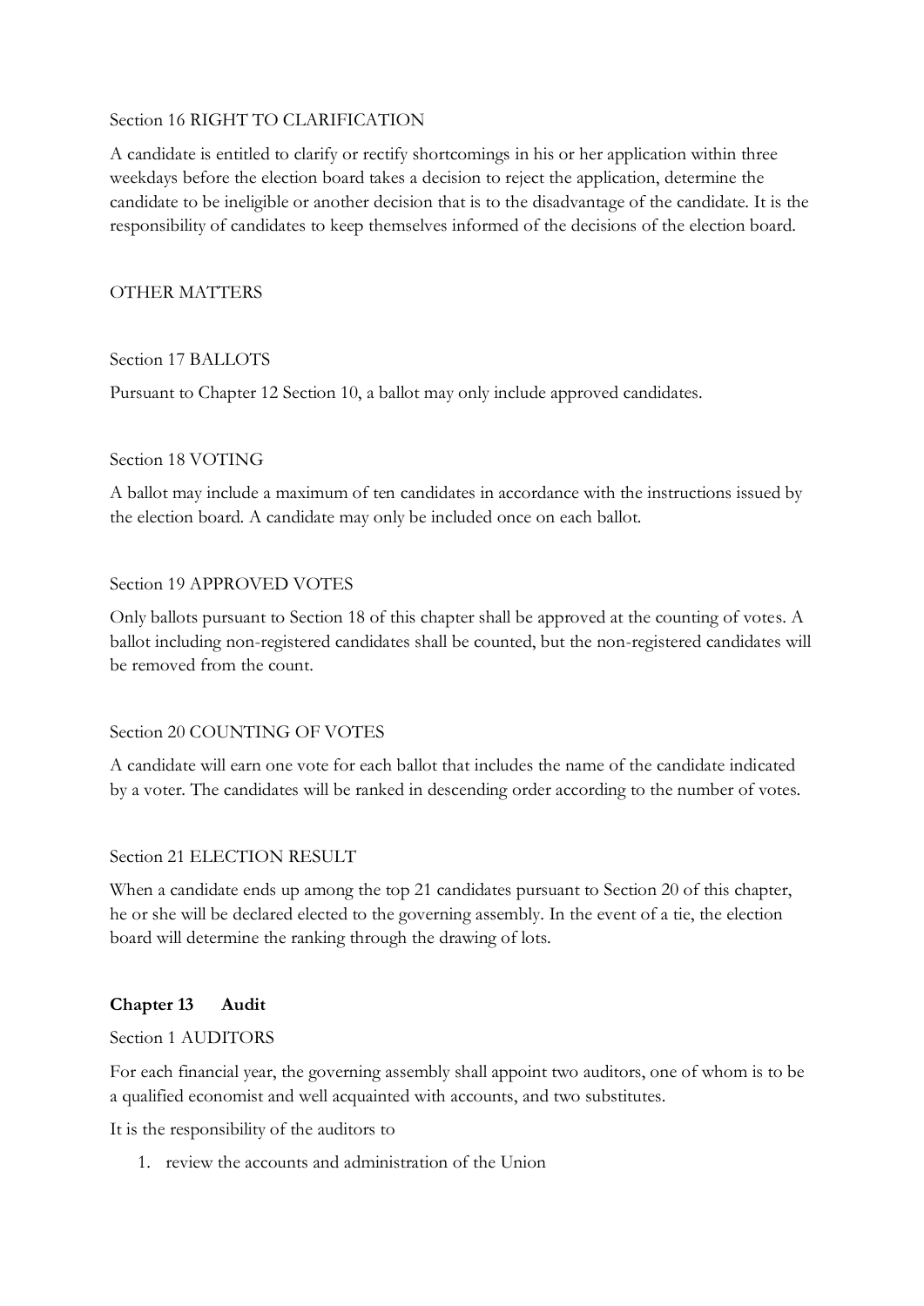Section 16 RIGHT TO CLARIFICATION

A candidate is entitled to clarify or rectify shortcomings in his or her application within three weekdays before the election board takes a decision to reject the application, determine the candidate to be ineligible or another decision that is to the disadvantage of the candidate. It is the responsibility of candidates to keep themselves informed of the decisions of the election board.

OTHER MATTERS

Section 17 BALLOTS

Pursuant to Chapter 12 Section 10, a ballot may only include approved candidates.

Section 18 VOTING

A ballot may include a maximum of ten candidates in accordance with the instructions issued by the election board. A candidate may only be included once on each ballot.

Section 19 APPROVED VOTES

Only ballots pursuant to Section 18 of this chapter shall be approved at the counting of votes. A ballot including non-registered candidates shall be counted, but the non-registered candidates will be removed from the count.

Section 20 COUNTING OF VOTES

A candidate will earn one vote for each ballot that includes the name of the candidate indicated by a voter. The candidates will be ranked in descending order according to the number of votes.

Section 21 ELECTION RESULT

When a candidate ends up among the top 21 candidates pursuant to Section 20 of this chapter, he or she will be declared elected to the governing assembly. In the event of a tie, the election board will determine the ranking through the drawing of lots.

## Chapter 13 Audit

Section 1 AUDITORS

For each financial year, the governing assembly shall appoint two auditors, one of whom is to be a qualified economist and well acquainted with accounts, and two substitutes.

It is the responsibility of the auditors to

1. review the accounts and administration of the Union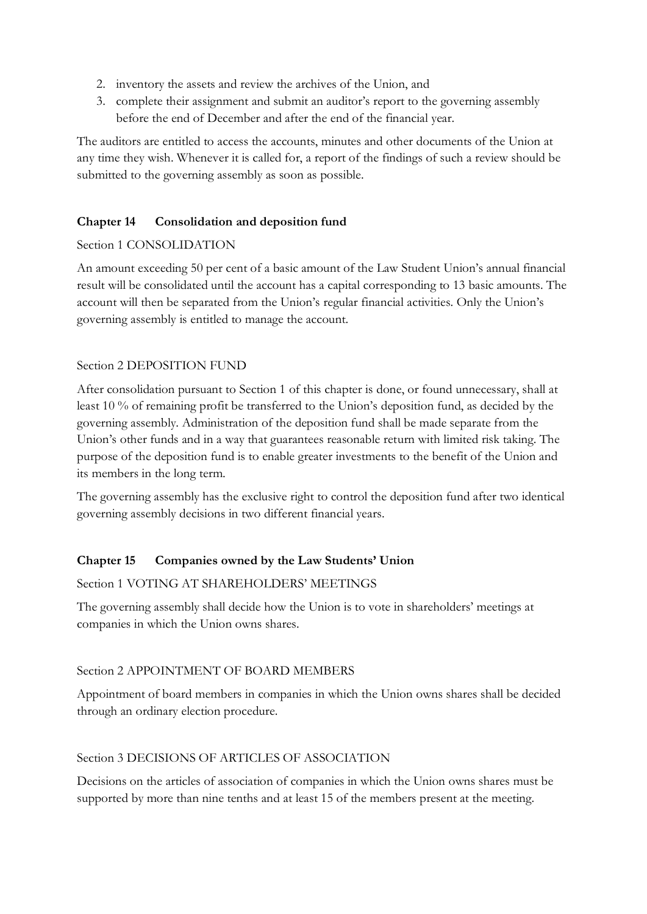2. inventory the assets and review the archives of the Union, and
3. complete their assignment and submit an auditor's report to the governing assembly before the end of December and after the end of the financial year.

The auditors are entitled to access the accounts, minutes and other documents of the Union at any time they wish. Whenever it is called for, a report of the findings of such a review should be submitted to the governing assembly as soon as possible.

## Chapter 14 Consolidation and deposition fund

### Section 1 CONSOLIDATION

An amount exceeding 50 per cent of a basic amount of the Law Student Union's annual financial result will be consolidated until the account has a capital corresponding to 13 basic amounts. The account will then be separated from the Union's regular financial activities. Only the Union's governing assembly is entitled to manage the account.

### Section 2 DEPOSITION FUND

After consolidation pursuant to Section 1 of this chapter is done, or found unnecessary, shall at least 10 % of remaining profit be transferred to the Union's deposition fund, as decided by the governing assembly. Administration of the deposition fund shall be made separate from the Union's other funds and in a way that guarantees reasonable return with limited risk taking. The purpose of the deposition fund is to enable greater investments to the benefit of the Union and its members in the long term.

The governing assembly has the exclusive right to control the deposition fund after two identical governing assembly decisions in two different financial years.

## Chapter 15 Companies owned by the Law Students' Union

### Section 1 VOTING AT SHAREHOLDERS' MEETINGS

The governing assembly shall decide how the Union is to vote in shareholders' meetings at companies in which the Union owns shares.

### Section 2 APPOINTMENT OF BOARD MEMBERS

Appointment of board members in companies in which the Union owns shares shall be decided through an ordinary election procedure.

### Section 3 DECISIONS OF ARTICLES OF ASSOCIATION

Decisions on the articles of association of companies in which the Union owns shares must be supported by more than nine tenths and at least 15 of the members present at the meeting.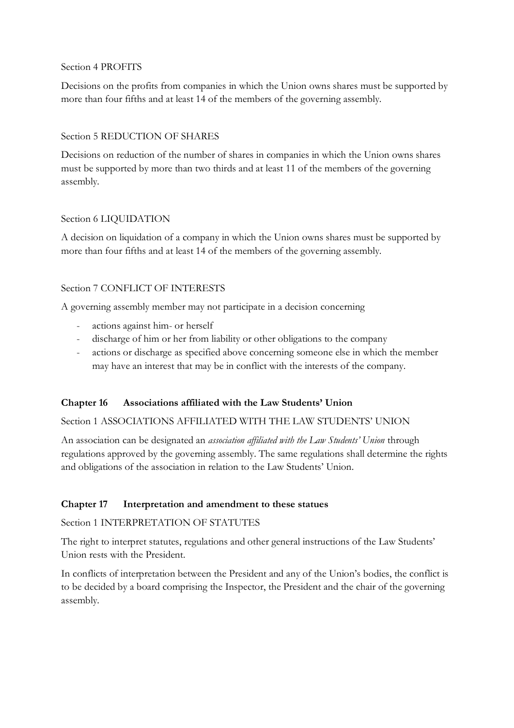Section 4 PROFITS

Decisions on the profits from companies in which the Union owns shares must be supported by more than four fifths and at least 14 of the members of the governing assembly.

Section 5 REDUCTION OF SHARES

Decisions on reduction of the number of shares in companies in which the Union owns shares must be supported by more than two thirds and at least 11 of the members of the governing assembly.

Section 6 LIQUIDATION

A decision on liquidation of a company in which the Union owns shares must be supported by more than four fifths and at least 14 of the members of the governing assembly.

Section 7 CONFLICT OF INTERESTS

A governing assembly member may not participate in a decision concerning

- actions against him- or herself
- discharge of him or her from liability or other obligations to the company
- actions or discharge as specified above concerning someone else in which the member may have an interest that may be in conflict with the interests of the company.

## Chapter 16 Associations affiliated with the Law Students' Union

Section 1 ASSOCIATIONS AFFILIATED WITH THE LAW STUDENTS' UNION

An association can be designated an *association affiliated with the Law Students' Union* through regulations approved by the governing assembly. The same regulations shall determine the rights and obligations of the association in relation to the Law Students' Union.

## Chapter 17 Interpretation and amendment to these statues

Section 1 INTERPRETATION OF STATUTES

The right to interpret statutes, regulations and other general instructions of the Law Students' Union rests with the President.

In conflicts of interpretation between the President and any of the Union's bodies, the conflict is to be decided by a board comprising the Inspector, the President and the chair of the governing assembly.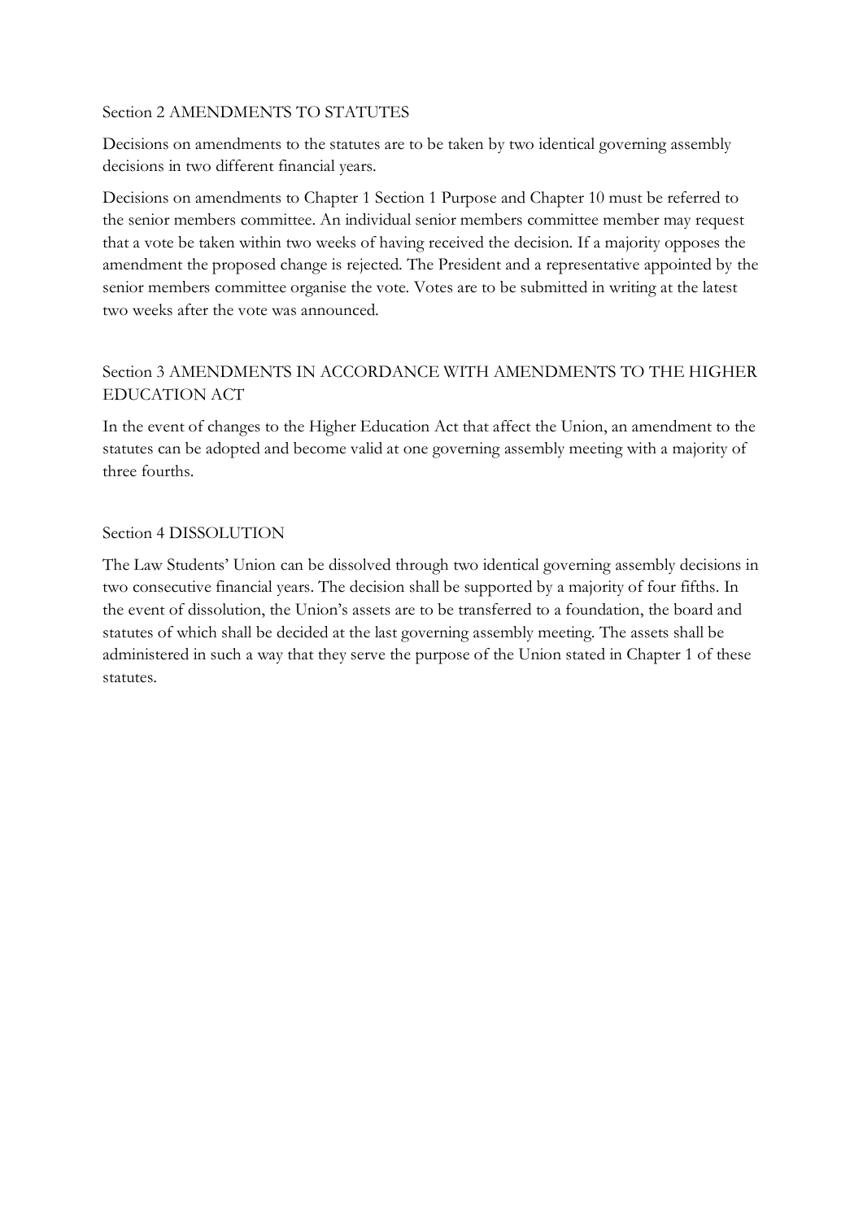## Section 2 AMENDMENTS TO STATUTES

Decisions on amendments to the statutes are to be taken by two identical governing assembly decisions in two different financial years.

Decisions on amendments to Chapter 1 Section 1 Purpose and Chapter 10 must be referred to the senior members committee. An individual senior members committee member may request that a vote be taken within two weeks of having received the decision. If a majority opposes the amendment the proposed change is rejected. The President and a representative appointed by the senior members committee organise the vote. Votes are to be submitted in writing at the latest two weeks after the vote was announced.

## Section 3 AMENDMENTS IN ACCORDANCE WITH AMENDMENTS TO THE HIGHER EDUCATION ACT

In the event of changes to the Higher Education Act that affect the Union, an amendment to the statutes can be adopted and become valid at one governing assembly meeting with a majority of three fourths.

## Section 4 DISSOLUTION

The Law Students' Union can be dissolved through two identical governing assembly decisions in two consecutive financial years. The decision shall be supported by a majority of four fifths. In the event of dissolution, the Union's assets are to be transferred to a foundation, the board and statutes of which shall be decided at the last governing assembly meeting. The assets shall be administered in such a way that they serve the purpose of the Union stated in Chapter 1 of these statutes.